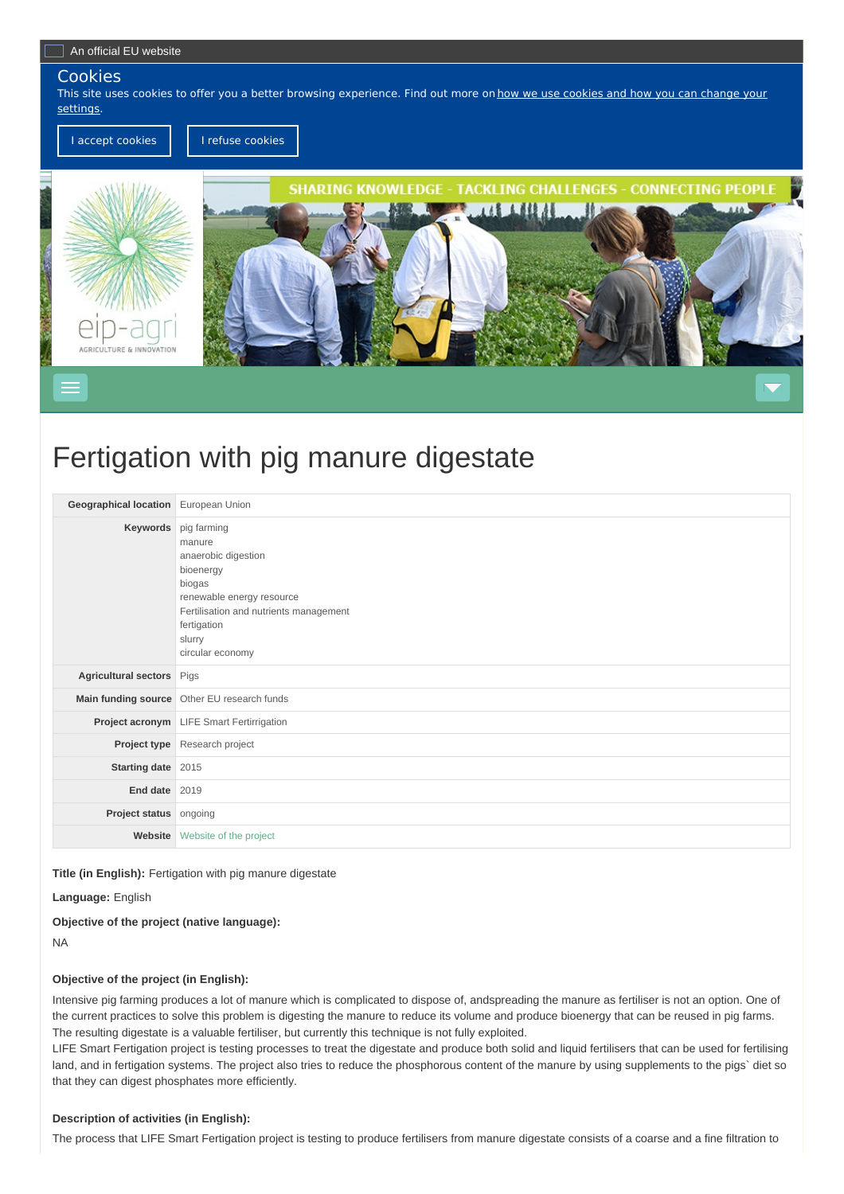An official EU website

Cookies

This site uses cookies to offer you a better browsing experience. Find out more on how we use cookies and how you can change your settings.

I accept cookies | I refuse cookies

# Fertigation with pig manure digestate

| | |
|---|---|
| **Geographical location** | European Union |
| **Keywords** | pig farming<br>manure<br>anaerobic digestion<br>bioenergy<br>biogas<br>renewable energy resource<br>Fertilisation and nutrients management<br>fertigation<br>slurry<br>circular economy |
| **Agricultural sectors** | Pigs |
| **Main funding source** | Other EU research funds |
| **Project acronym** | LIFE Smart Fertirrigation |
| **Project type** | Research project |
| **Starting date** | 2015 |
| **End date** | 2019 |
| **Project status** | ongoing |
| **Website** | Website of the project |

**Title (in English):** Fertigation with pig manure digestate

**Language:** English

**Objective of the project (native language):**

NA

**Objective of the project (in English):**

Intensive pig farming produces a lot of manure which is complicated to dispose of, andspreading the manure as fertiliser is not an option. One of the current practices to solve this problem is digesting the manure to reduce its volume and produce bioenergy that can be reused in pig farms. The resulting digestate is a valuable fertiliser, but currently this technique is not fully exploited.
LIFE Smart Fertigation project is testing processes to treat the digestate and produce both solid and liquid fertilisers that can be used for fertilising land, and in fertigation systems. The project also tries to reduce the phosphorous content of the manure by using supplements to the pigs` diet so that they can digest phosphates more efficiently.

**Description of activities (in English):**

The process that LIFE Smart Fertigation project is testing to produce fertilisers from manure digestate consists of a coarse and a fine filtration to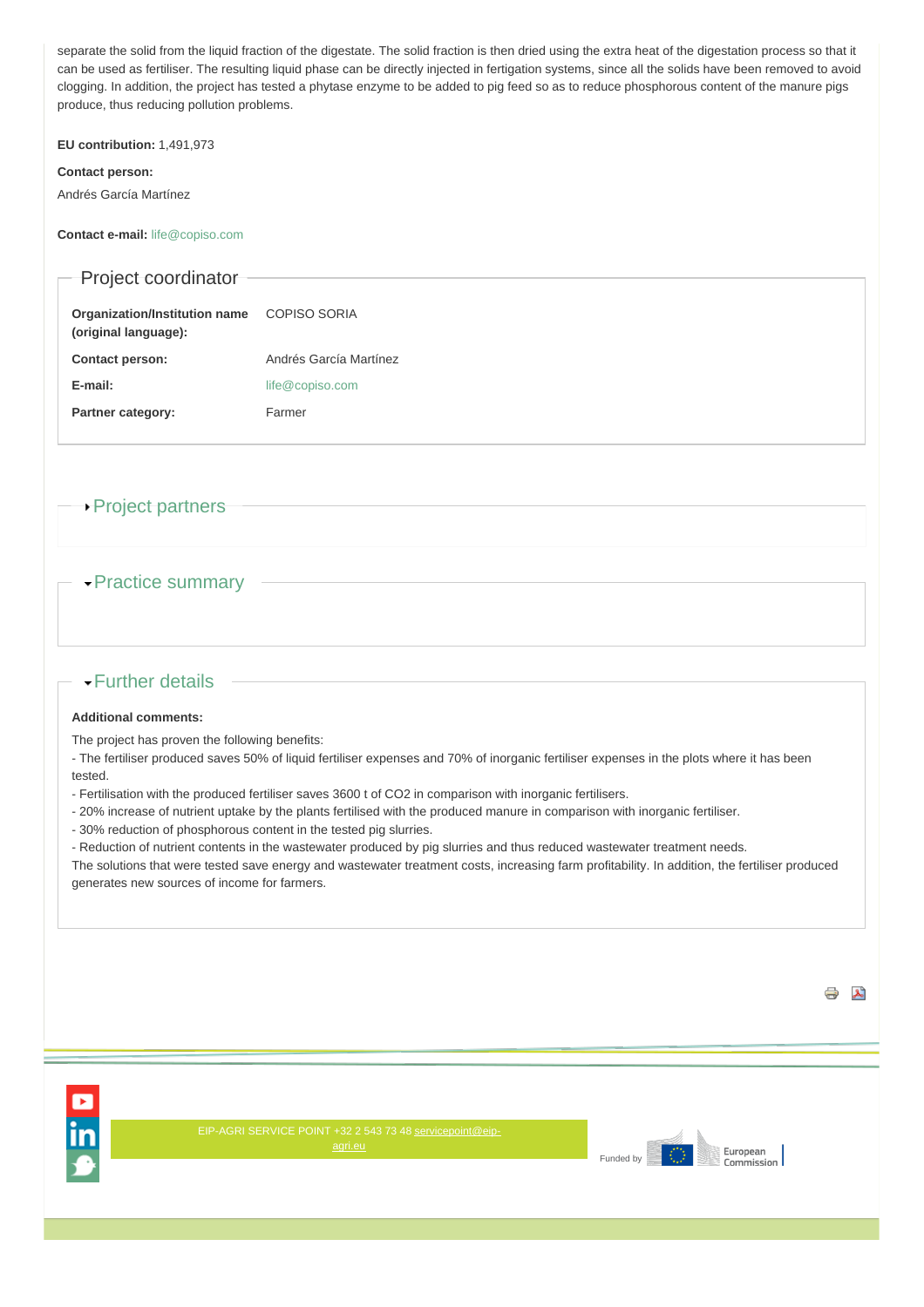separate the solid from the liquid fraction of the digestate. The solid fraction is then dried using the extra heat of the digestation process so that it can be used as fertiliser. The resulting liquid phase can be directly injected in fertigation systems, since all the solids have been removed to avoid clogging. In addition, the project has tested a phytase enzyme to be added to pig feed so as to reduce phosphorous content of the manure pigs produce, thus reducing pollution problems.

**EU contribution:** 1,491,973

**Contact person:**

Andrés García Martínez

**Contact e-mail:** life@copiso.com

## Project coordinator

| | |
|---|---|
| **Organization/Institution name (original language):** | COPISO SORIA |
| **Contact person:** | Andrés García Martínez |
| **E-mail:** | life@copiso.com |
| **Partner category:** | Farmer |

## Project partners

## Practice summary

## Further details

**Additional comments:**

The project has proven the following benefits:

- The fertiliser produced saves 50% of liquid fertiliser expenses and 70% of inorganic fertiliser expenses in the plots where it has been tested.
- Fertilisation with the produced fertiliser saves 3600 t of $CO_2$ in comparison with inorganic fertilisers.
- 20% increase of nutrient uptake by the plants fertilised with the produced manure in comparison with inorganic fertiliser.
- 30% reduction of phosphorous content in the tested pig slurries.
- Reduction of nutrient contents in the wastewater produced by pig slurries and thus reduced wastewater treatment needs.

The solutions that were tested save energy and wastewater treatment costs, increasing farm profitability. In addition, the fertiliser produced generates new sources of income for farmers.

EIP-AGRI SERVICE POINT +32 2 543 73 48 servicepoint@eip-agri.eu

Funded by European Commission